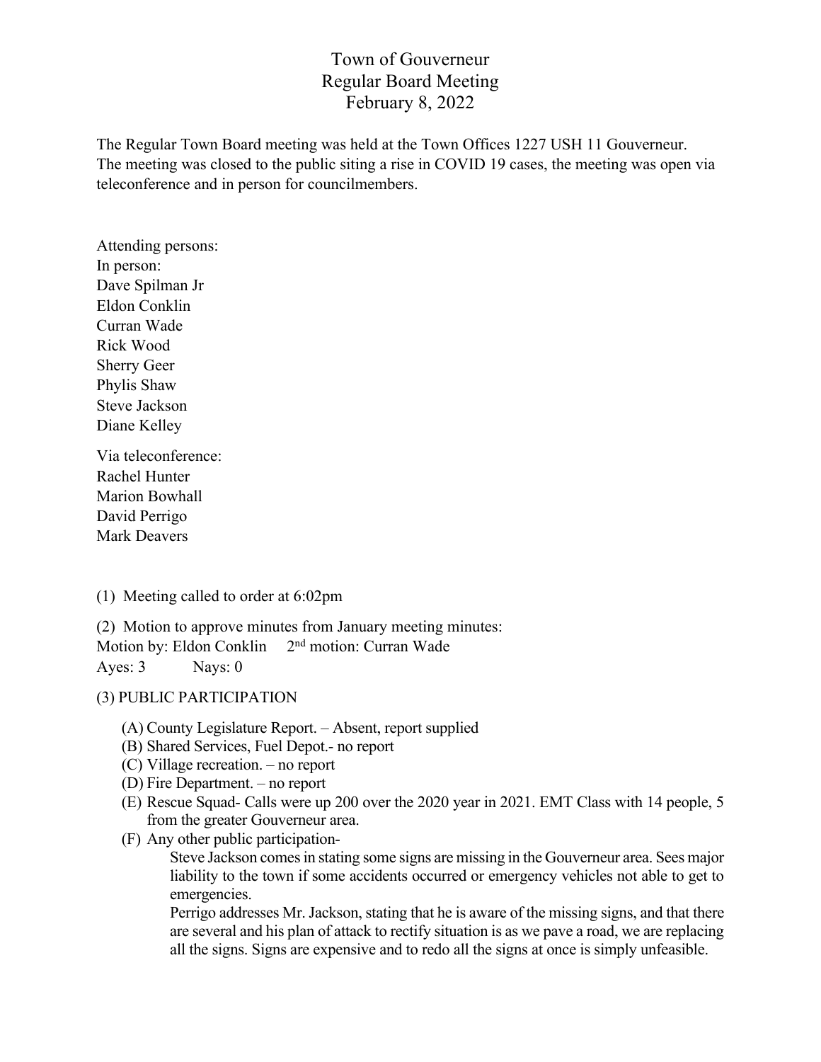# Town of Gouverneur
## Regular Board Meeting
## February 8, 2022

The Regular Town Board meeting was held at the Town Offices 1227 USH 11 Gouverneur. The meeting was closed to the public siting a rise in COVID 19 cases, the meeting was open via teleconference and in person for councilmembers.

Attending persons:
In person:
Dave Spilman Jr
Eldon Conklin
Curran Wade
Rick Wood
Sherry Geer
Phylis Shaw
Steve Jackson
Diane Kelley

Via teleconference:
Rachel Hunter
Marion Bowhall
David Perrigo
Mark Deavers

(1) Meeting called to order at 6:02pm

(2) Motion to approve minutes from January meeting minutes:
Motion by: Eldon Conklin 2nd motion: Curran Wade
Ayes: 3 Nays: 0

(3) PUBLIC PARTICIPATION

(A) County Legislature Report. – Absent, report supplied
(B) Shared Services, Fuel Depot.- no report
(C) Village recreation. – no report
(D) Fire Department. – no report
(E) Rescue Squad- Calls were up 200 over the 2020 year in 2021. EMT Class with 14 people, 5 from the greater Gouverneur area.
(F) Any other public participation-

Steve Jackson comes in stating some signs are missing in the Gouverneur area. Sees major liability to the town if some accidents occurred or emergency vehicles not able to get to emergencies.

Perrigo addresses Mr. Jackson, stating that he is aware of the missing signs, and that there are several and his plan of attack to rectify situation is as we pave a road, we are replacing all the signs. Signs are expensive and to redo all the signs at once is simply unfeasible.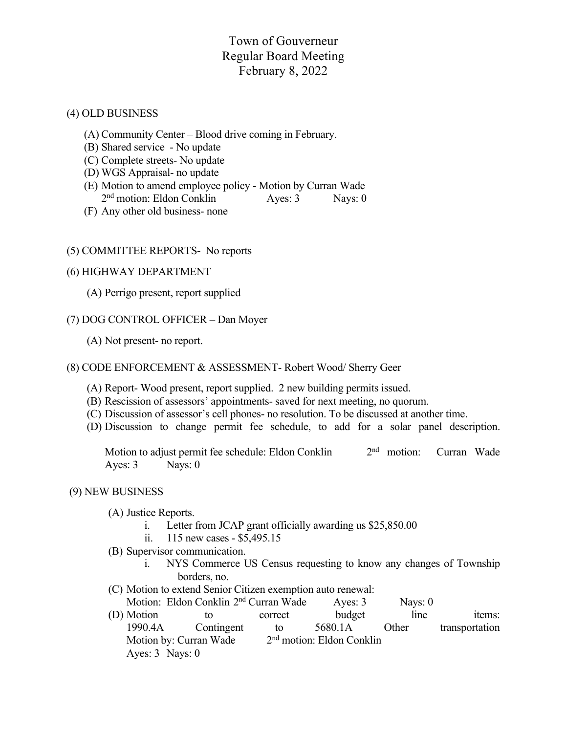# Town of Gouverneur
## Regular Board Meeting
## February 8, 2022

(4) OLD BUSINESS

(A) Community Center – Blood drive coming in February.
(B) Shared service - No update
(C) Complete streets- No update
(D) WGS Appraisal- no update
(E) Motion to amend employee policy - Motion by Curran Wade
2nd motion: Eldon Conklin Ayes: 3 Nays: 0
(F) Any other old business- none

(5) COMMITTEE REPORTS- No reports

(6) HIGHWAY DEPARTMENT

(A) Perrigo present, report supplied

(7) DOG CONTROL OFFICER – Dan Moyer

(A) Not present- no report.

(8) CODE ENFORCEMENT & ASSESSMENT- Robert Wood/ Sherry Geer

(A) Report- Wood present, report supplied. 2 new building permits issued.
(B) Rescission of assessors' appointments- saved for next meeting, no quorum.
(C) Discussion of assessor's cell phones- no resolution. To be discussed at another time.
(D) Discussion to change permit fee schedule, to add for a solar panel description.

Motion to adjust permit fee schedule: Eldon Conklin 2nd motion: Curran Wade
Ayes: 3 Nays: 0

(9) NEW BUSINESS

(A) Justice Reports.
   i. Letter from JCAP grant officially awarding us $25,850.00
   ii. 115 new cases - $5,495.15
(B) Supervisor communication.
   i. NYS Commerce US Census requesting to know any changes of Township borders, no.
(C) Motion to extend Senior Citizen exemption auto renewal:
Motion: Eldon Conklin 2nd Curran Wade Ayes: 3 Nays: 0
(D) Motion to correct budget line items:
1990.4A Contingent to 5680.1A Other transportation
Motion by: Curran Wade 2nd motion: Eldon Conklin
Ayes: 3 Nays: 0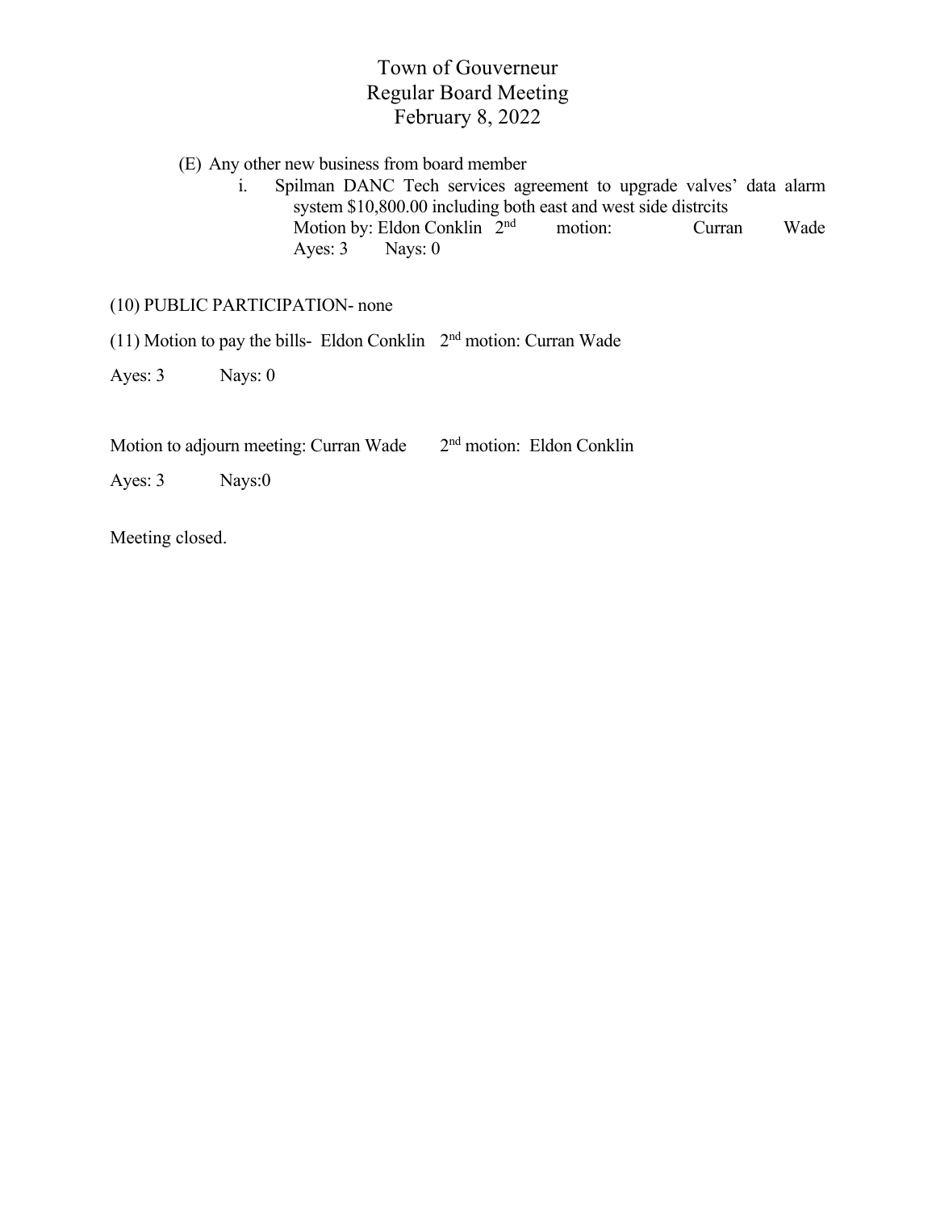Town of Gouverneur
Regular Board Meeting
February 8, 2022

(E) Any other new business from board member

i. Spilman DANC Tech services agreement to upgrade valves' data alarm system $10,800.00 including both east and west side distrcits
   Motion by: Eldon Conklin 2nd motion: Curran Wade
   Ayes: 3 Nays: 0

(10) PUBLIC PARTICIPATION- none

(11) Motion to pay the bills- Eldon Conklin 2nd motion: Curran Wade

Ayes: 3 Nays: 0

Motion to adjourn meeting: Curran Wade 2nd motion: Eldon Conklin

Ayes: 3 Nays:0

Meeting closed.